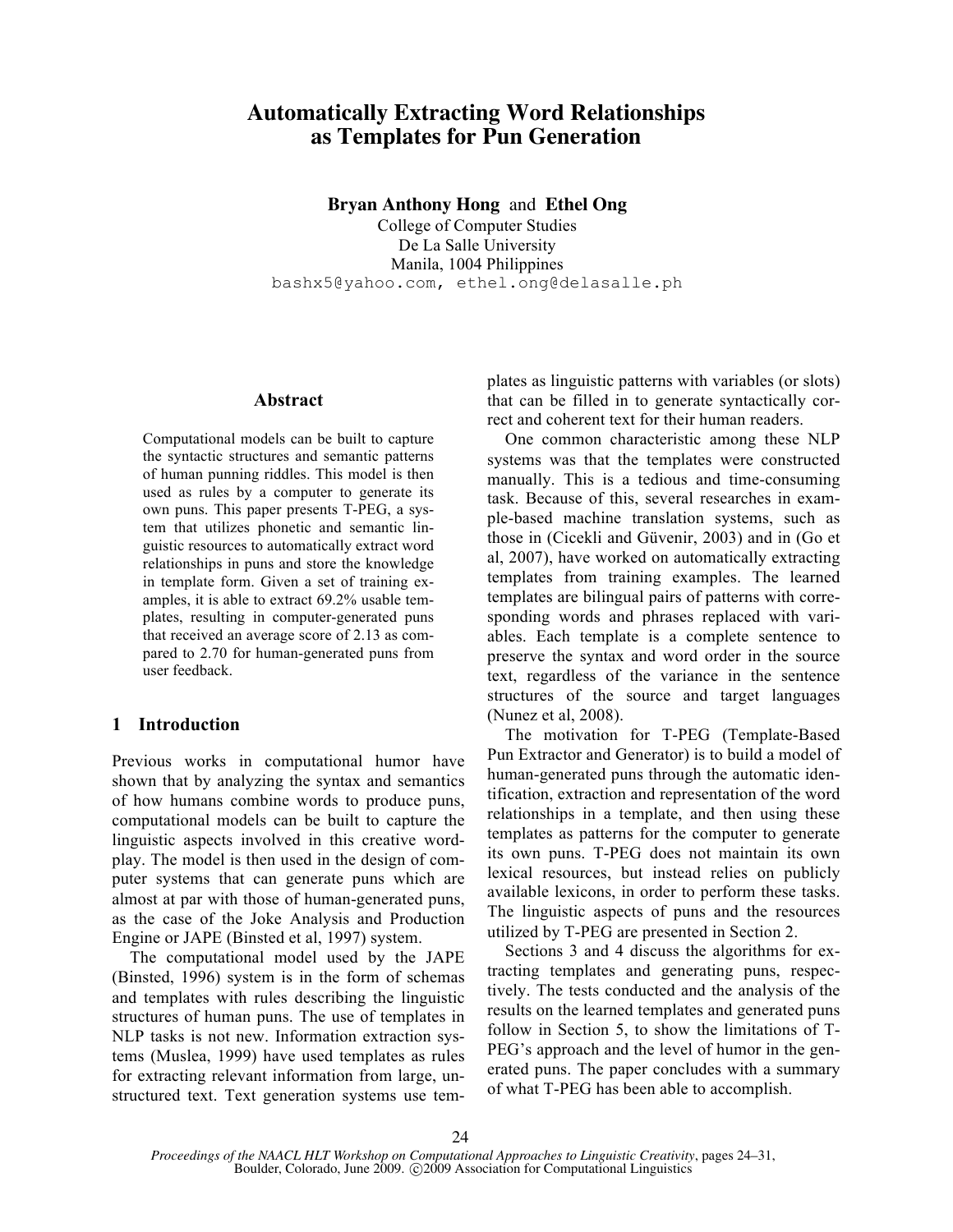# Automatically Extracting Word Relationships as Templates for Pun Generation

**Bryan Anthony Hong** and **Ethel Ong**
College of Computer Studies
De La Salle University
Manila, 1004 Philippines
bashx5@yahoo.com, ethel.ong@delasalle.ph

## Abstract

Computational models can be built to capture the syntactic structures and semantic patterns of human punning riddles. This model is then used as rules by a computer to generate its own puns. This paper presents T-PEG, a system that utilizes phonetic and semantic linguistic resources to automatically extract word relationships in puns and store the knowledge in template form. Given a set of training examples, it is able to extract 69.2% usable templates, resulting in computer-generated puns that received an average score of 2.13 as compared to 2.70 for human-generated puns from user feedback.

## 1 Introduction

Previous works in computational humor have shown that by analyzing the syntax and semantics of how humans combine words to produce puns, computational models can be built to capture the linguistic aspects involved in this creative wordplay. The model is then used in the design of computer systems that can generate puns which are almost at par with those of human-generated puns, as the case of the Joke Analysis and Production Engine or JAPE (Binsted et al, 1997) system.

The computational model used by the JAPE (Binsted, 1996) system is in the form of schemas and templates with rules describing the linguistic structures of human puns. The use of templates in NLP tasks is not new. Information extraction systems (Muslea, 1999) have used templates as rules for extracting relevant information from large, unstructured text. Text generation systems use templates as linguistic patterns with variables (or slots) that can be filled in to generate syntactically correct and coherent text for their human readers.

One common characteristic among these NLP systems was that the templates were constructed manually. This is a tedious and time-consuming task. Because of this, several researches in example-based machine translation systems, such as those in (Cicekli and Güvenir, 2003) and in (Go et al, 2007), have worked on automatically extracting templates from training examples. The learned templates are bilingual pairs of patterns with corresponding words and phrases replaced with variables. Each template is a complete sentence to preserve the syntax and word order in the source text, regardless of the variance in the sentence structures of the source and target languages (Nunez et al, 2008).

The motivation for T-PEG (Template-Based Pun Extractor and Generator) is to build a model of human-generated puns through the automatic identification, extraction and representation of the word relationships in a template, and then using these templates as patterns for the computer to generate its own puns. T-PEG does not maintain its own lexical resources, but instead relies on publicly available lexicons, in order to perform these tasks. The linguistic aspects of puns and the resources utilized by T-PEG are presented in Section 2.

Sections 3 and 4 discuss the algorithms for extracting templates and generating puns, respectively. The tests conducted and the analysis of the results on the learned templates and generated puns follow in Section 5, to show the limitations of T-PEG's approach and the level of humor in the generated puns. The paper concludes with a summary of what T-PEG has been able to accomplish.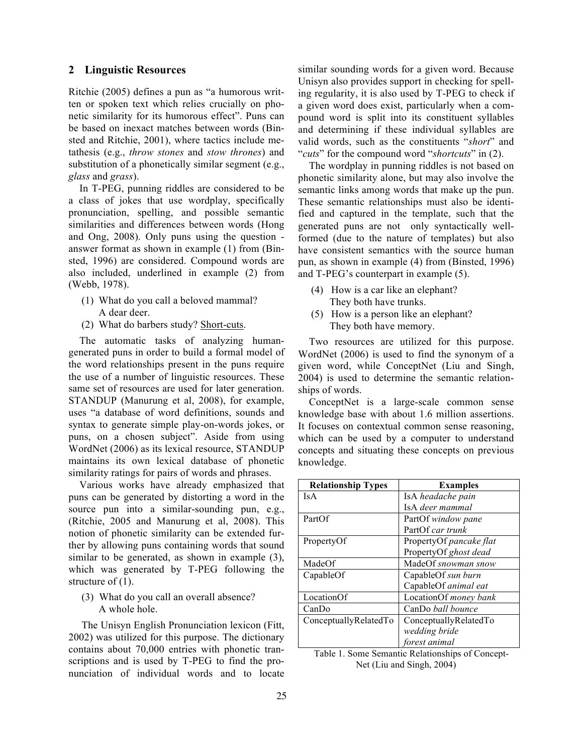## 2 Linguistic Resources

Ritchie (2005) defines a pun as "a humorous written or spoken text which relies crucially on phonetic similarity for its humorous effect". Puns can be based on inexact matches between words (Binsted and Ritchie, 2001), where tactics include metathesis (e.g., *throw stones* and *stow thrones*) and substitution of a phonetically similar segment (e.g., *glass* and *grass*).

In T-PEG, punning riddles are considered to be a class of jokes that use wordplay, specifically pronunciation, spelling, and possible semantic similarities and differences between words (Hong and Ong, 2008). Only puns using the question - answer format as shown in example (1) from (Binsted, 1996) are considered. Compound words are also included, underlined in example (2) from (Webb, 1978).

(1) What do you call a beloved mammal?
A dear deer.

(2) What do barbers study? <u>Short-cuts</u>.

The automatic tasks of analyzing human-generated puns in order to build a formal model of the word relationships present in the puns require the use of a number of linguistic resources. These same set of resources are used for later generation. STANDUP (Manurung et al, 2008), for example, uses "a database of word definitions, sounds and syntax to generate simple play-on-words jokes, or puns, on a chosen subject". Aside from using WordNet (2006) as its lexical resource, STANDUP maintains its own lexical database of phonetic similarity ratings for pairs of words and phrases.

Various works have already emphasized that puns can be generated by distorting a word in the source pun into a similar-sounding pun, e.g., (Ritchie, 2005 and Manurung et al, 2008). This notion of phonetic similarity can be extended further by allowing puns containing words that sound similar to be generated, as shown in example (3), which was generated by T-PEG following the structure of (1).

(3) What do you call an overall absence?
A whole hole.

The Unisyn English Pronunciation lexicon (Fitt, 2002) was utilized for this purpose. The dictionary contains about 70,000 entries with phonetic transcriptions and is used by T-PEG to find the pronunciation of individual words and to locate similar sounding words for a given word. Because Unisyn also provides support in checking for spelling regularity, it is also used by T-PEG to check if a given word does exist, particularly when a compound word is split into its constituent syllables and determining if these individual syllables are valid words, such as the constituents "*short*" and "*cuts*" for the compound word "*shortcuts*" in (2).

The wordplay in punning riddles is not based on phonetic similarity alone, but may also involve the semantic links among words that make up the pun. These semantic relationships must also be identified and captured in the template, such that the generated puns are not only syntactically well-formed (due to the nature of templates) but also have consistent semantics with the source human pun, as shown in example (4) from (Binsted, 1996) and T-PEG's counterpart in example (5).

(4) How is a car like an elephant?
They both have trunks.

(5) How is a person like an elephant?
They both have memory.

Two resources are utilized for this purpose. WordNet (2006) is used to find the synonym of a given word, while ConceptNet (Liu and Singh, 2004) is used to determine the semantic relationships of words.

ConceptNet is a large-scale common sense knowledge base with about 1.6 million assertions. It focuses on contextual common sense reasoning, which can be used by a computer to understand concepts and situating these concepts on previous knowledge.

| Relationship Types | Examples |
|---|---|
| IsA | IsA *headache pain*<br>IsA *deer mammal* |
| PartOf | PartOf *window pane*<br>PartOf *car trunk* |
| PropertyOf | PropertyOf *pancake flat*<br>PropertyOf *ghost dead* |
| MadeOf | MadeOf *snowman snow* |
| CapableOf | CapableOf *sun burn*<br>CapableOf *animal eat* |
| LocationOf | LocationOf *money bank* |
| CanDo | CanDo *ball bounce* |
| ConceptuallyRelatedTo | ConceptuallyRelatedTo *wedding bride*<br>*forest animal* |

Table 1. Some Semantic Relationships of ConceptNet (Liu and Singh, 2004)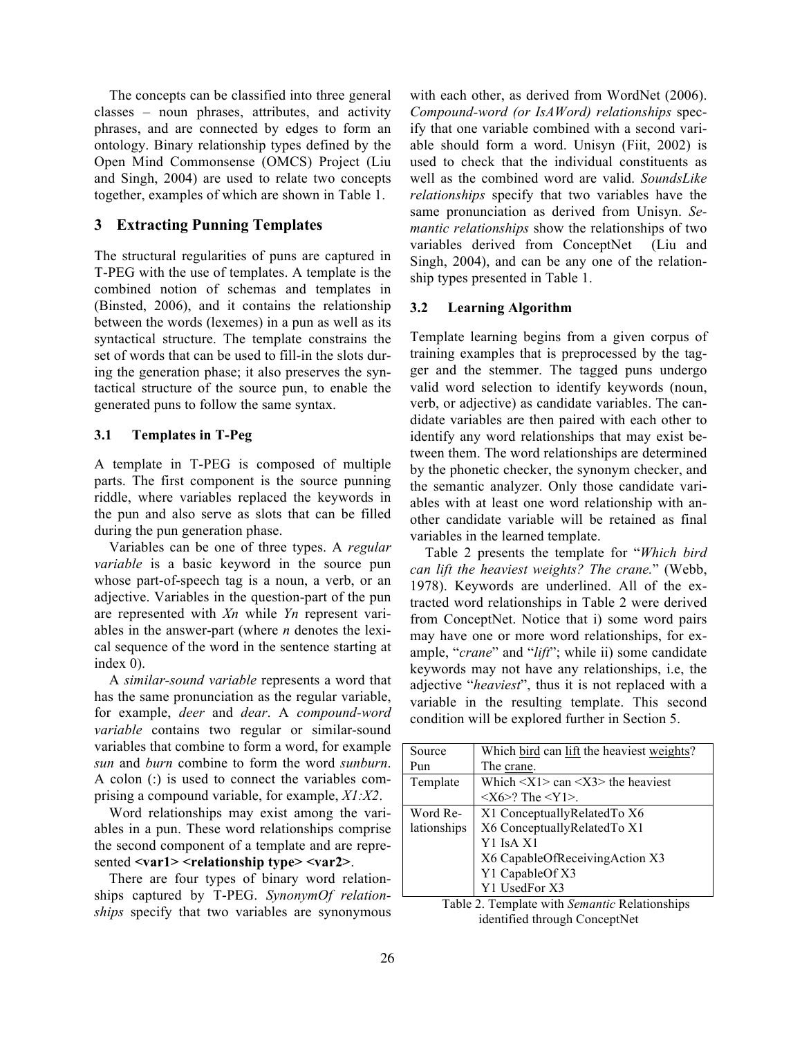The concepts can be classified into three general classes – noun phrases, attributes, and activity phrases, and are connected by edges to form an ontology. Binary relationship types defined by the Open Mind Commonsense (OMCS) Project (Liu and Singh, 2004) are used to relate two concepts together, examples of which are shown in Table 1.

## 3 Extracting Punning Templates

The structural regularities of puns are captured in T-PEG with the use of templates. A template is the combined notion of schemas and templates in (Binsted, 2006), and it contains the relationship between the words (lexemes) in a pun as well as its syntactical structure. The template constrains the set of words that can be used to fill-in the slots during the generation phase; it also preserves the syntactical structure of the source pun, to enable the generated puns to follow the same syntax.

### 3.1 Templates in T-Peg

A template in T-PEG is composed of multiple parts. The first component is the source punning riddle, where variables replaced the keywords in the pun and also serve as slots that can be filled during the pun generation phase.

Variables can be one of three types. A *regular variable* is a basic keyword in the source pun whose part-of-speech tag is a noun, a verb, or an adjective. Variables in the question-part of the pun are represented with *Xn* while *Yn* represent variables in the answer-part (where *n* denotes the lexical sequence of the word in the sentence starting at index 0).

A *similar-sound variable* represents a word that has the same pronunciation as the regular variable, for example, *deer* and *dear*. A *compound-word variable* contains two regular or similar-sound variables that combine to form a word, for example *sun* and *burn* combine to form the word *sunburn*. A colon (:) is used to connect the variables comprising a compound variable, for example, *X1:X2*.

Word relationships may exist among the variables in a pun. These word relationships comprise the second component of a template and are represented **<var1> <relationship type> <var2>**.

There are four types of binary word relationships captured by T-PEG. *SynonymOf relationships* specify that two variables are synonymous with each other, as derived from WordNet (2006). *Compound-word (or IsAWord) relationships* specify that one variable combined with a second variable should form a word. Unisyn (Fiit, 2002) is used to check that the individual constituents as well as the combined word are valid. *SoundsLike relationships* specify that two variables have the same pronunciation as derived from Unisyn. *Semantic relationships* show the relationships of two variables derived from ConceptNet (Liu and Singh, 2004), and can be any one of the relationship types presented in Table 1.

### 3.2 Learning Algorithm

Template learning begins from a given corpus of training examples that is preprocessed by the tagger and the stemmer. The tagged puns undergo valid word selection to identify keywords (noun, verb, or adjective) as candidate variables. The candidate variables are then paired with each other to identify any word relationships that may exist between them. The word relationships are determined by the phonetic checker, the synonym checker, and the semantic analyzer. Only those candidate variables with at least one word relationship with another candidate variable will be retained as final variables in the learned template.

Table 2 presents the template for "*Which bird can lift the heaviest weights? The crane.*" (Webb, 1978). Keywords are underlined. All of the extracted word relationships in Table 2 were derived from ConceptNet. Notice that i) some word pairs may have one or more word relationships, for example, "*crane*" and "*lift*"; while ii) some candidate keywords may not have any relationships, i.e, the adjective "*heaviest*", thus it is not replaced with a variable in the resulting template. This second condition will be explored further in Section 5.

| | |
|---|---|
| Source Pun | Which <u>bird</u> can <u>lift</u> the heaviest <u>weights</u>? The <u>crane</u>. |
| Template | Which <X1> can <X3> the heaviest <X6>? The <Y1>. |
| Word Relationships | X1 ConceptuallyRelatedTo X6<br>X6 ConceptuallyRelatedTo X1<br>Y1 IsA X1<br>X6 CapableOfReceivingAction X3<br>Y1 CapableOf X3<br>Y1 UsedFor X3 |

Table 2. Template with *Semantic* Relationships identified through ConceptNet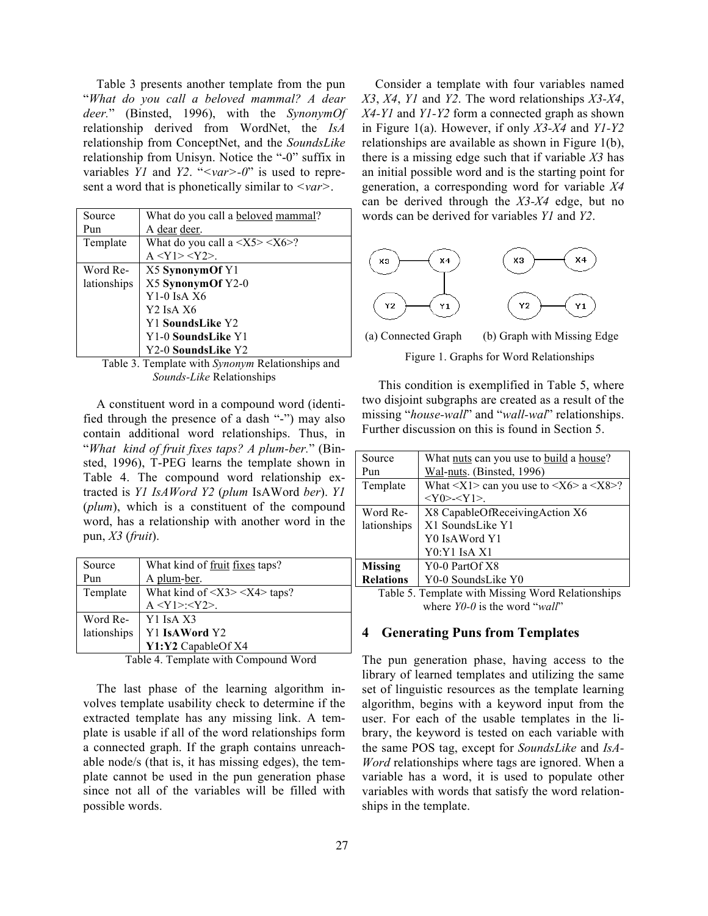Table 3 presents another template from the pun "*What do you call a beloved mammal? A dear deer.*" (Binsted, 1996), with the *SynonymOf* relationship derived from WordNet, the *IsA* relationship from ConceptNet, and the *SoundsLike* relationship from Unisyn. Notice the "-0" suffix in variables *Y1* and *Y2*. "*<var>-0*" is used to represent a word that is phonetically similar to *<var>*.

| Source Pun | What do you call a beloved mammal? A dear deer. |
|---|---|
| Template | What do you call a <X5> <X6>? A <Y1> <Y2>. |
| Word Relationships | X5 **SynonymOf** Y1<br>X5 **SynonymOf** Y2-0<br>Y1-0 IsA X6<br>Y2 IsA X6<br>Y1 **SoundsLike** Y2<br>Y1-0 **SoundsLike** Y1<br>Y2-0 **SoundsLike** Y2 |

Table 3. Template with *Synonym* Relationships and *Sounds-Like* Relationships

A constituent word in a compound word (identified through the presence of a dash "-") may also contain additional word relationships. Thus, in "*What kind of fruit fixes taps? A plum-ber.*" (Binsted, 1996), T-PEG learns the template shown in Table 4. The compound word relationship extracted is *Y1 IsAWord Y2* (*plum* IsAWord *ber*). *Y1* (*plum*), which is a constituent of the compound word, has a relationship with another word in the pun, *X3* (*fruit*).

| Source Pun | What kind of fruit fixes taps? A plum-ber. |
|---|---|
| Template | What kind of <X3> <X4> taps? A <Y1>:<Y2>. |
| Word Relationships | Y1 IsA X3<br>Y1 **IsAWord** Y2<br>**Y1:Y2** CapableOf X4 |

Table 4. Template with Compound Word

The last phase of the learning algorithm involves template usability check to determine if the extracted template has any missing link. A template is usable if all of the word relationships form a connected graph. If the graph contains unreachable node/s (that is, it has missing edges), the template cannot be used in the pun generation phase since not all of the variables will be filled with possible words.

Consider a template with four variables named *X3*, *X4*, *Y1* and *Y2*. The word relationships *X3-X4*, *X4-Y1* and *Y1-Y2* form a connected graph as shown in Figure 1(a). However, if only *X3-X4* and *Y1-Y2* relationships are available as shown in Figure 1(b), there is a missing edge such that if variable *X3* has an initial possible word and is the starting point for generation, a corresponding word for variable *X4* can be derived through the *X3-X4* edge, but no words can be derived for variables *Y1* and *Y2*.

(a) Connected Graph (b) Graph with Missing Edge

Figure 1. Graphs for Word Relationships

This condition is exemplified in Table 5, where two disjoint subgraphs are created as a result of the missing "*house-wall*" and "*wall-wal*" relationships. Further discussion on this is found in Section 5.

| Source Pun | What nuts can you use to build a house? Wal-nuts. (Binsted, 1996) |
|---|---|
| Template | What <X1> can you use to <X6> a <X8>? <Y0>-<Y1>. |
| Word Relationships | X8 CapableOfReceivingAction X6<br>X1 SoundsLike Y1<br>Y0 IsAWord Y1<br>Y0:Y1 IsA X1 |
| **Missing Relations** | Y0-0 PartOf X8<br>Y0-0 SoundsLike Y0 |

Table 5. Template with Missing Word Relationships where *Y0-0* is the word "*wall*"

## 4 Generating Puns from Templates

The pun generation phase, having access to the library of learned templates and utilizing the same set of linguistic resources as the template learning algorithm, begins with a keyword input from the user. For each of the usable templates in the library, the keyword is tested on each variable with the same POS tag, except for *SoundsLike* and *IsAWord* relationships where tags are ignored. When a variable has a word, it is used to populate other variables with words that satisfy the word relationships in the template.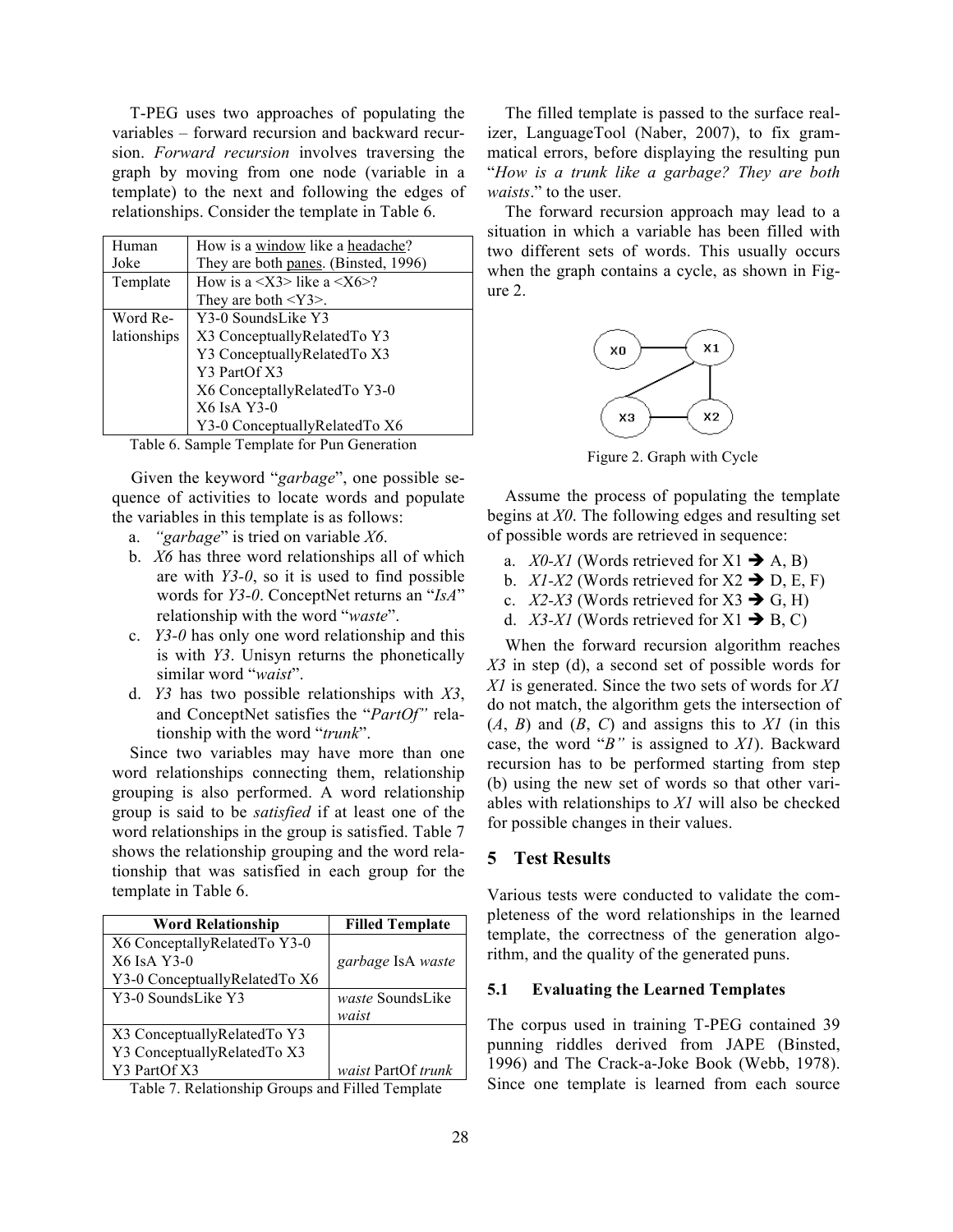T-PEG uses two approaches of populating the variables – forward recursion and backward recursion. *Forward recursion* involves traversing the graph by moving from one node (variable in a template) to the next and following the edges of relationships. Consider the template in Table 6.

| | |
|---|---|
| Human Joke | How is a <u>window</u> like a <u>headache</u>? They are both <u>panes</u>. (Binsted, 1996) |
| Template | How is a <X3> like a <X6>? They are both <Y3>. |
| Word Relationships | Y3-0 SoundsLike Y3<br>X3 ConceptuallyRelatedTo Y3<br>Y3 ConceptuallyRelatedTo X3<br>Y3 PartOf X3<br>X6 ConceptallyRelatedTo Y3-0<br>X6 IsA Y3-0<br>Y3-0 ConceptuallyRelatedTo X6 |

Table 6. Sample Template for Pun Generation

Given the keyword "*garbage*", one possible sequence of activities to locate words and populate the variables in this template is as follows:

a. *"garbage*" is tried on variable *X6*.
b. *X6* has three word relationships all of which are with *Y3-0*, so it is used to find possible words for *Y3-0*. ConceptNet returns an "*IsA*" relationship with the word "*waste*".
c. *Y3-0* has only one word relationship and this is with *Y3*. Unisyn returns the phonetically similar word "*waist*".
d. *Y3* has two possible relationships with *X3*, and ConceptNet satisfies the "*PartOf"* relationship with the word "*trunk*".

Since two variables may have more than one word relationships connecting them, relationship grouping is also performed. A word relationship group is said to be *satisfied* if at least one of the word relationships in the group is satisfied. Table 7 shows the relationship grouping and the word relationship that was satisfied in each group for the template in Table 6.

| Word Relationship | Filled Template |
|---|---|
| X6 ConceptallyRelatedTo Y3-0<br>X6 IsA Y3-0<br>Y3-0 ConceptuallyRelatedTo X6 | *garbage* IsA *waste* |
| Y3-0 SoundsLike Y3 | *waste* SoundsLike *waist* |
| X3 ConceptuallyRelatedTo Y3<br>Y3 ConceptuallyRelatedTo X3<br>Y3 PartOf X3 | *waist* PartOf *trunk* |

Table 7. Relationship Groups and Filled Template

The filled template is passed to the surface realizer, LanguageTool (Naber, 2007), to fix grammatical errors, before displaying the resulting pun "*How is a trunk like a garbage? They are both waists*." to the user.

The forward recursion approach may lead to a situation in which a variable has been filled with two different sets of words. This usually occurs when the graph contains a cycle, as shown in Figure 2.

Figure 2. Graph with Cycle

Assume the process of populating the template begins at *X0*. The following edges and resulting set of possible words are retrieved in sequence:

a. *X0-X1* (Words retrieved for X1 ➔ A, B)
b. *X1-X2* (Words retrieved for X2 ➔ D, E, F)
c. *X2-X3* (Words retrieved for X3 ➔ G, H)
d. *X3-X1* (Words retrieved for X1 ➔ B, C)

When the forward recursion algorithm reaches *X3* in step (d), a second set of possible words for *X1* is generated. Since the two sets of words for *X1* do not match, the algorithm gets the intersection of (*A*, *B*) and (*B*, *C*) and assigns this to *X1* (in this case, the word "*B"* is assigned to *X1*). Backward recursion has to be performed starting from step (b) using the new set of words so that other variables with relationships to *X1* will also be checked for possible changes in their values.

## 5 Test Results

Various tests were conducted to validate the completeness of the word relationships in the learned template, the correctness of the generation algorithm, and the quality of the generated puns.

### 5.1 Evaluating the Learned Templates

The corpus used in training T-PEG contained 39 punning riddles derived from JAPE (Binsted, 1996) and The Crack-a-Joke Book (Webb, 1978). Since one template is learned from each source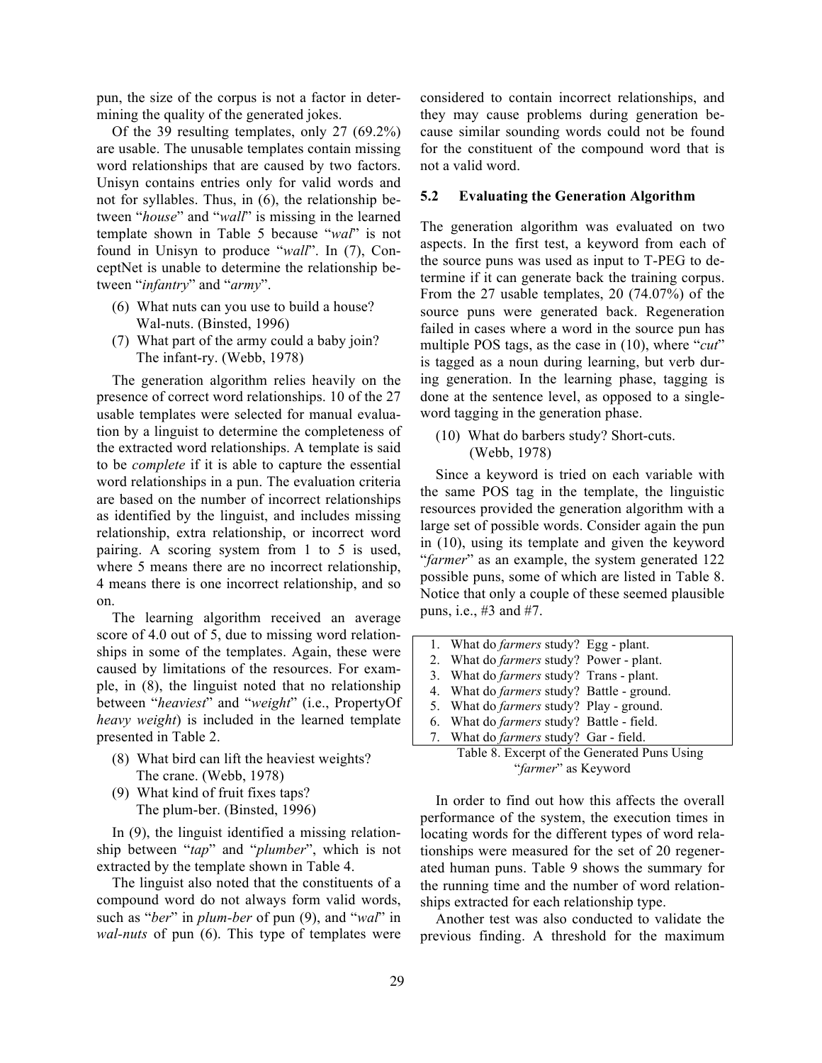pun, the size of the corpus is not a factor in determining the quality of the generated jokes.

Of the 39 resulting templates, only 27 (69.2%) are usable. The unusable templates contain missing word relationships that are caused by two factors. Unisyn contains entries only for valid words and not for syllables. Thus, in (6), the relationship between "*house*" and "*wall*" is missing in the learned template shown in Table 5 because "*wal*" is not found in Unisyn to produce "*wall*". In (7), ConceptNet is unable to determine the relationship between "*infantry*" and "*army*".

(6) What nuts can you use to build a house?
    Wal-nuts. (Binsted, 1996)

(7) What part of the army could a baby join?
    The infant-ry. (Webb, 1978)

The generation algorithm relies heavily on the presence of correct word relationships. 10 of the 27 usable templates were selected for manual evaluation by a linguist to determine the completeness of the extracted word relationships. A template is said to be *complete* if it is able to capture the essential word relationships in a pun. The evaluation criteria are based on the number of incorrect relationships as identified by the linguist, and includes missing relationship, extra relationship, or incorrect word pairing. A scoring system from 1 to 5 is used, where 5 means there are no incorrect relationship, 4 means there is one incorrect relationship, and so on.

The learning algorithm received an average score of 4.0 out of 5, due to missing word relationships in some of the templates. Again, these were caused by limitations of the resources. For example, in (8), the linguist noted that no relationship between "*heaviest*" and "*weight*" (i.e., PropertyOf *heavy weight*) is included in the learned template presented in Table 2.

(8) What bird can lift the heaviest weights?
    The crane. (Webb, 1978)

(9) What kind of fruit fixes taps?
    The plum-ber. (Binsted, 1996)

In (9), the linguist identified a missing relationship between "*tap*" and "*plumber*", which is not extracted by the template shown in Table 4.

The linguist also noted that the constituents of a compound word do not always form valid words, such as "*ber*" in *plum-ber* of pun (9), and "*wal*" in *wal-nuts* of pun (6). This type of templates were considered to contain incorrect relationships, and they may cause problems during generation because similar sounding words could not be found for the constituent of the compound word that is not a valid word.

### 5.2 Evaluating the Generation Algorithm

The generation algorithm was evaluated on two aspects. In the first test, a keyword from each of the source puns was used as input to T-PEG to determine if it can generate back the training corpus. From the 27 usable templates, 20 (74.07%) of the source puns were generated back. Regeneration failed in cases where a word in the source pun has multiple POS tags, as the case in (10), where "*cut*" is tagged as a noun during learning, but verb during generation. In the learning phase, tagging is done at the sentence level, as opposed to a single-word tagging in the generation phase.

(10) What do barbers study? Short-cuts.
     (Webb, 1978)

Since a keyword is tried on each variable with the same POS tag in the template, the linguistic resources provided the generation algorithm with a large set of possible words. Consider again the pun in (10), using its template and given the keyword "*farmer*" as an example, the system generated 122 possible puns, some of which are listed in Table 8. Notice that only a couple of these seemed plausible puns, i.e., #3 and #7.

1. What do *farmers* study? Egg - plant.
2. What do *farmers* study? Power - plant.
3. What do *farmers* study? Trans - plant.
4. What do *farmers* study? Battle - ground.
5. What do *farmers* study? Play - ground.
6. What do *farmers* study? Battle - field.
7. What do *farmers* study? Gar - field.

Table 8. Excerpt of the Generated Puns Using "*farmer*" as Keyword

In order to find out how this affects the overall performance of the system, the execution times in locating words for the different types of word relationships were measured for the set of 20 regenerated human puns. Table 9 shows the summary for the running time and the number of word relationships extracted for each relationship type.

Another test was also conducted to validate the previous finding. A threshold for the maximum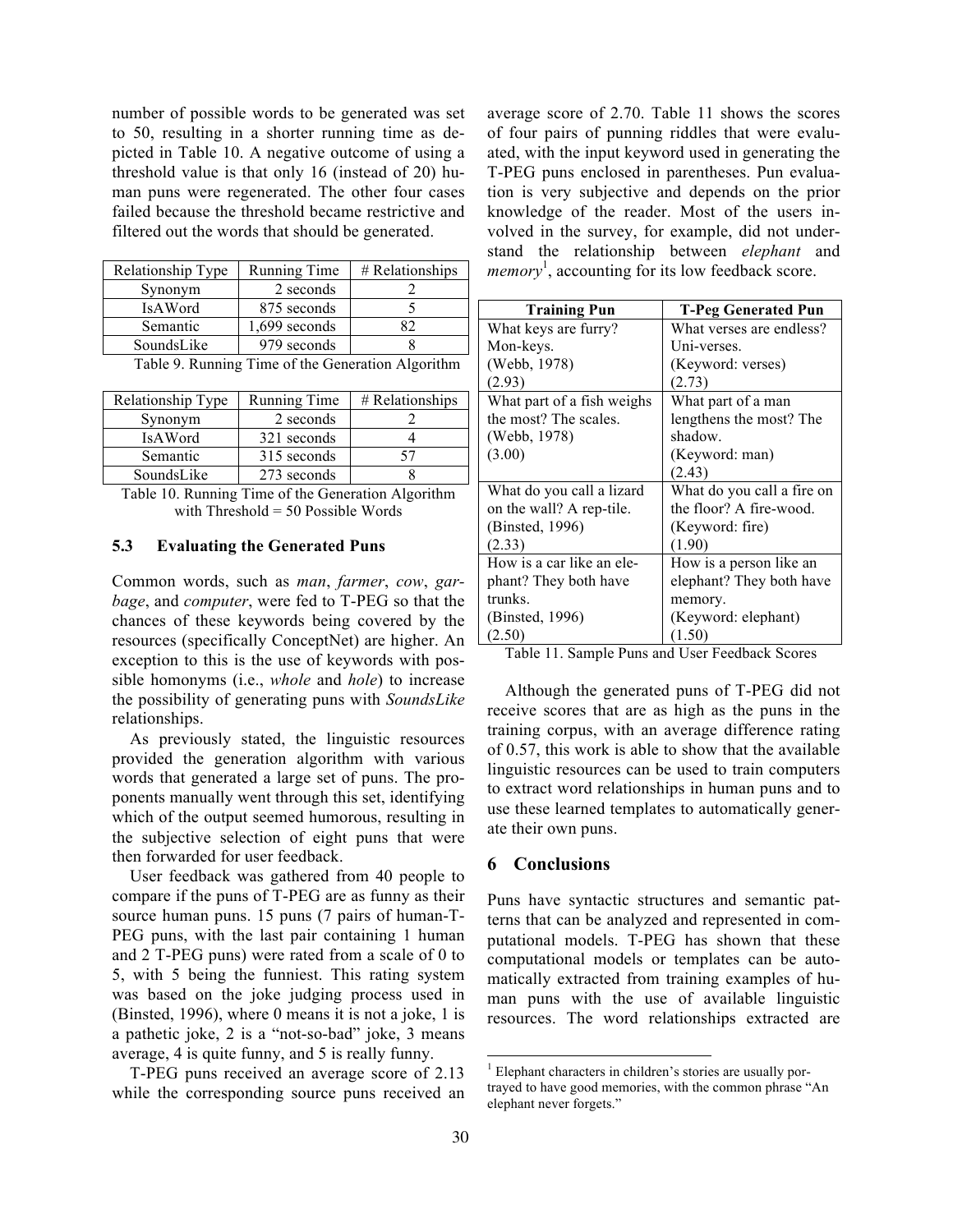number of possible words to be generated was set to 50, resulting in a shorter running time as depicted in Table 10. A negative outcome of using a threshold value is that only 16 (instead of 20) human puns were regenerated. The other four cases failed because the threshold became restrictive and filtered out the words that should be generated.

| Relationship Type | Running Time | # Relationships |
|---|---|---|
| Synonym | 2 seconds | 2 |
| IsAWord | 875 seconds | 5 |
| Semantic | 1,699 seconds | 82 |
| SoundsLike | 979 seconds | 8 |

Table 9. Running Time of the Generation Algorithm

| Relationship Type | Running Time | # Relationships |
|---|---|---|
| Synonym | 2 seconds | 2 |
| IsAWord | 321 seconds | 4 |
| Semantic | 315 seconds | 57 |
| SoundsLike | 273 seconds | 8 |

Table 10. Running Time of the Generation Algorithm with Threshold = 50 Possible Words

### 5.3 Evaluating the Generated Puns

Common words, such as *man*, *farmer*, *cow*, *garbage*, and *computer*, were fed to T-PEG so that the chances of these keywords being covered by the resources (specifically ConceptNet) are higher. An exception to this is the use of keywords with possible homonyms (i.e., *whole* and *hole*) to increase the possibility of generating puns with *SoundsLike* relationships.

As previously stated, the linguistic resources provided the generation algorithm with various words that generated a large set of puns. The proponents manually went through this set, identifying which of the output seemed humorous, resulting in the subjective selection of eight puns that were then forwarded for user feedback.

User feedback was gathered from 40 people to compare if the puns of T-PEG are as funny as their source human puns. 15 puns (7 pairs of human-T-PEG puns, with the last pair containing 1 human and 2 T-PEG puns) were rated from a scale of 0 to 5, with 5 being the funniest. This rating system was based on the joke judging process used in (Binsted, 1996), where 0 means it is not a joke, 1 is a pathetic joke, 2 is a "not-so-bad" joke, 3 means average, 4 is quite funny, and 5 is really funny.

T-PEG puns received an average score of 2.13 while the corresponding source puns received an average score of 2.70. Table 11 shows the scores of four pairs of punning riddles that were evaluated, with the input keyword used in generating the T-PEG puns enclosed in parentheses. Pun evaluation is very subjective and depends on the prior knowledge of the reader. Most of the users involved in the survey, for example, did not understand the relationship between *elephant* and *memory*[1], accounting for its low feedback score.

| Training Pun | T-Peg Generated Pun |
|---|---|
| What keys are furry? Mon-keys. (Webb, 1978) (2.93) | What verses are endless? Uni-verses. (Keyword: verses) (2.73) |
| What part of a fish weighs the most? The scales. (Webb, 1978) (3.00) | What part of a man lengthens the most? The shadow. (Keyword: man) (2.43) |
| What do you call a lizard on the wall? A rep-tile. (Binsted, 1996) (2.33) | What do you call a fire on the floor? A fire-wood. (Keyword: fire) (1.90) |
| How is a car like an elephant? They both have trunks. (Binsted, 1996) (2.50) | How is a person like an elephant? They both have memory. (Keyword: elephant) (1.50) |

Table 11. Sample Puns and User Feedback Scores

Although the generated puns of T-PEG did not receive scores that are as high as the puns in the training corpus, with an average difference rating of 0.57, this work is able to show that the available linguistic resources can be used to train computers to extract word relationships in human puns and to use these learned templates to automatically generate their own puns.

## 6 Conclusions

Puns have syntactic structures and semantic patterns that can be analyzed and represented in computational models. T-PEG has shown that these computational models or templates can be automatically extracted from training examples of human puns with the use of available linguistic resources. The word relationships extracted are

[1] Elephant characters in children's stories are usually portrayed to have good memories, with the common phrase "An elephant never forgets."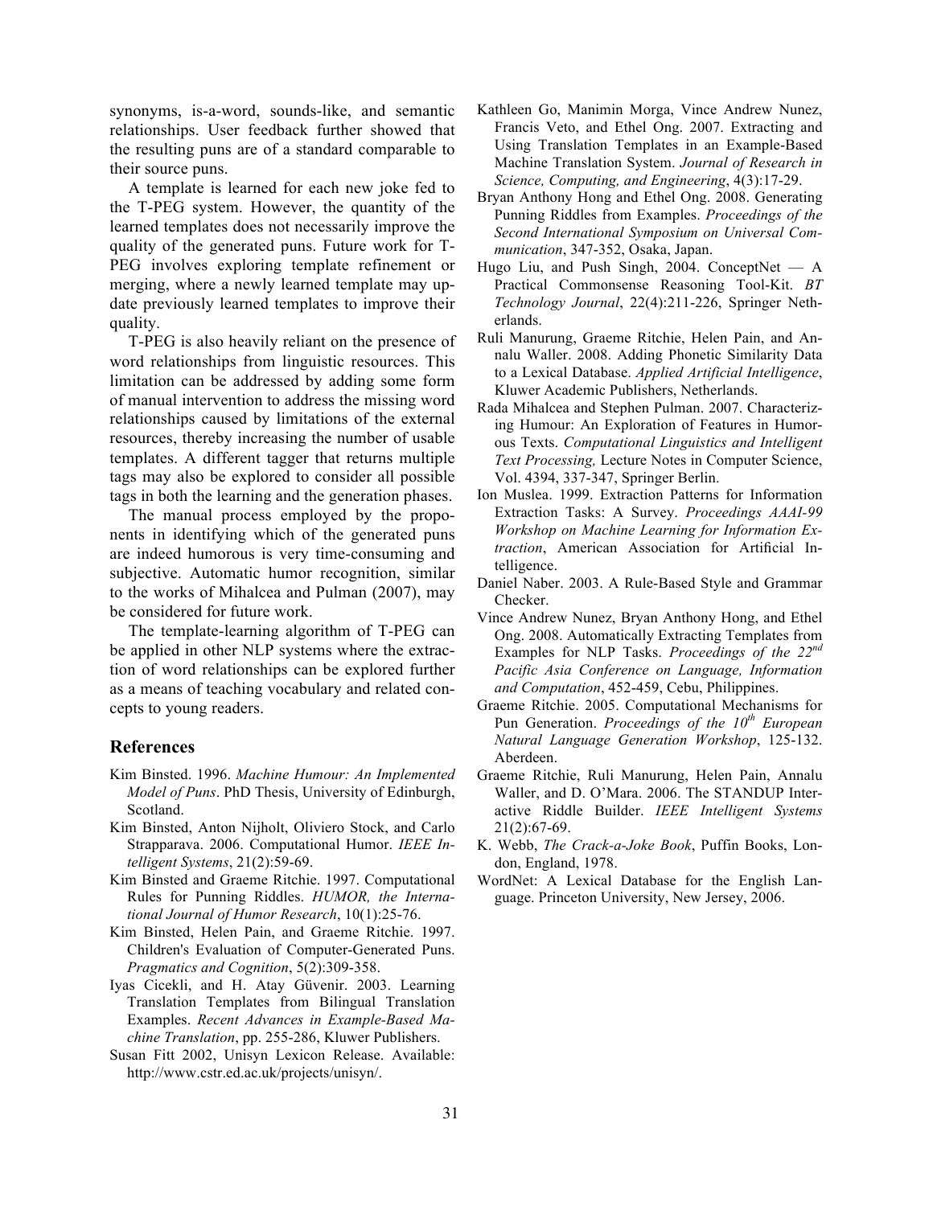synonyms, is-a-word, sounds-like, and semantic relationships. User feedback further showed that the resulting puns are of a standard comparable to their source puns.

A template is learned for each new joke fed to the T-PEG system. However, the quantity of the learned templates does not necessarily improve the quality of the generated puns. Future work for T-PEG involves exploring template refinement or merging, where a newly learned template may update previously learned templates to improve their quality.

T-PEG is also heavily reliant on the presence of word relationships from linguistic resources. This limitation can be addressed by adding some form of manual intervention to address the missing word relationships caused by limitations of the external resources, thereby increasing the number of usable templates. A different tagger that returns multiple tags may also be explored to consider all possible tags in both the learning and the generation phases.

The manual process employed by the proponents in identifying which of the generated puns are indeed humorous is very time-consuming and subjective. Automatic humor recognition, similar to the works of Mihalcea and Pulman (2007), may be considered for future work.

The template-learning algorithm of T-PEG can be applied in other NLP systems where the extraction of word relationships can be explored further as a means of teaching vocabulary and related concepts to young readers.

## References

Kim Binsted. 1996. *Machine Humour: An Implemented Model of Puns*. PhD Thesis, University of Edinburgh, Scotland.

Kim Binsted, Anton Nijholt, Oliviero Stock, and Carlo Strapparava. 2006. Computational Humor. *IEEE Intelligent Systems*, 21(2):59-69.

Kim Binsted and Graeme Ritchie. 1997. Computational Rules for Punning Riddles. *HUMOR, the International Journal of Humor Research*, 10(1):25-76.

Kim Binsted, Helen Pain, and Graeme Ritchie. 1997. Children's Evaluation of Computer-Generated Puns. *Pragmatics and Cognition*, 5(2):309-358.

Iyas Cicekli, and H. Atay Güvenir. 2003. Learning Translation Templates from Bilingual Translation Examples. *Recent Advances in Example-Based Machine Translation*, pp. 255-286, Kluwer Publishers.

Susan Fitt 2002, Unisyn Lexicon Release. Available: http://www.cstr.ed.ac.uk/projects/unisyn/.

Kathleen Go, Manimin Morga, Vince Andrew Nunez, Francis Veto, and Ethel Ong. 2007. Extracting and Using Translation Templates in an Example-Based Machine Translation System. *Journal of Research in Science, Computing, and Engineering*, 4(3):17-29.

Bryan Anthony Hong and Ethel Ong. 2008. Generating Punning Riddles from Examples. *Proceedings of the Second International Symposium on Universal Communication*, 347-352, Osaka, Japan.

Hugo Liu, and Push Singh, 2004. ConceptNet — A Practical Commonsense Reasoning Tool-Kit. *BT Technology Journal*, 22(4):211-226, Springer Netherlands.

Ruli Manurung, Graeme Ritchie, Helen Pain, and Annalu Waller. 2008. Adding Phonetic Similarity Data to a Lexical Database. *Applied Artificial Intelligence*, Kluwer Academic Publishers, Netherlands.

Rada Mihalcea and Stephen Pulman. 2007. Characterizing Humour: An Exploration of Features in Humorous Texts. *Computational Linguistics and Intelligent Text Processing,* Lecture Notes in Computer Science, Vol. 4394, 337-347, Springer Berlin.

Ion Muslea. 1999. Extraction Patterns for Information Extraction Tasks: A Survey. *Proceedings AAAI-99 Workshop on Machine Learning for Information Extraction*, American Association for Artificial Intelligence.

Daniel Naber. 2003. A Rule-Based Style and Grammar Checker.

Vince Andrew Nunez, Bryan Anthony Hong, and Ethel Ong. 2008. Automatically Extracting Templates from Examples for NLP Tasks. *Proceedings of the 22nd Pacific Asia Conference on Language, Information and Computation*, 452-459, Cebu, Philippines.

Graeme Ritchie. 2005. Computational Mechanisms for Pun Generation. *Proceedings of the 10th European Natural Language Generation Workshop*, 125-132. Aberdeen.

Graeme Ritchie, Ruli Manurung, Helen Pain, Annalu Waller, and D. O'Mara. 2006. The STANDUP Interactive Riddle Builder. *IEEE Intelligent Systems* 21(2):67-69.

K. Webb, *The Crack-a-Joke Book*, Puffin Books, London, England, 1978.

WordNet: A Lexical Database for the English Language. Princeton University, New Jersey, 2006.